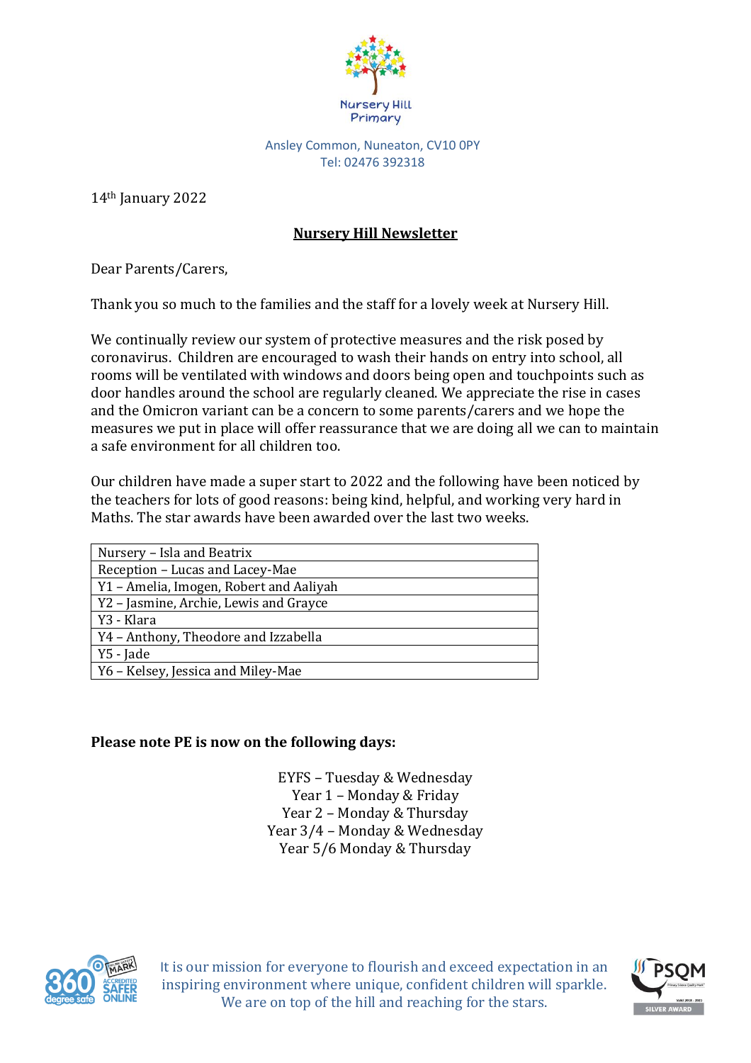Nursery Hill Primary

Ansley Common, Nuneaton, CV10 0PY
Tel: 02476 392318

14th January 2022

**Nursery Hill Newsletter**

Dear Parents/Carers,

Thank you so much to the families and the staff for a lovely week at Nursery Hill.

We continually review our system of protective measures and the risk posed by coronavirus. Children are encouraged to wash their hands on entry into school, all rooms will be ventilated with windows and doors being open and touchpoints such as door handles around the school are regularly cleaned. We appreciate the rise in cases and the Omicron variant can be a concern to some parents/carers and we hope the measures we put in place will offer reassurance that we are doing all we can to maintain a safe environment for all children too.

Our children have made a super start to 2022 and the following have been noticed by the teachers for lots of good reasons: being kind, helpful, and working very hard in Maths. The star awards have been awarded over the last two weeks.

| |
|---|
| Nursery – Isla and Beatrix |
| Reception – Lucas and Lacey-Mae |
| Y1 – Amelia, Imogen, Robert and Aaliyah |
| Y2 – Jasmine, Archie, Lewis and Grayce |
| Y3 - Klara |
| Y4 – Anthony, Theodore and Izzabella |
| Y5 - Jade |
| Y6 – Kelsey, Jessica and Miley-Mae |

**Please note PE is now on the following days:**

EYFS – Tuesday & Wednesday
Year 1 – Monday & Friday
Year 2 – Monday & Thursday
Year 3/4 – Monday & Wednesday
Year 5/6 Monday & Thursday

It is our mission for everyone to flourish and exceed expectation in an inspiring environment where unique, confident children will sparkle. We are on top of the hill and reaching for the stars.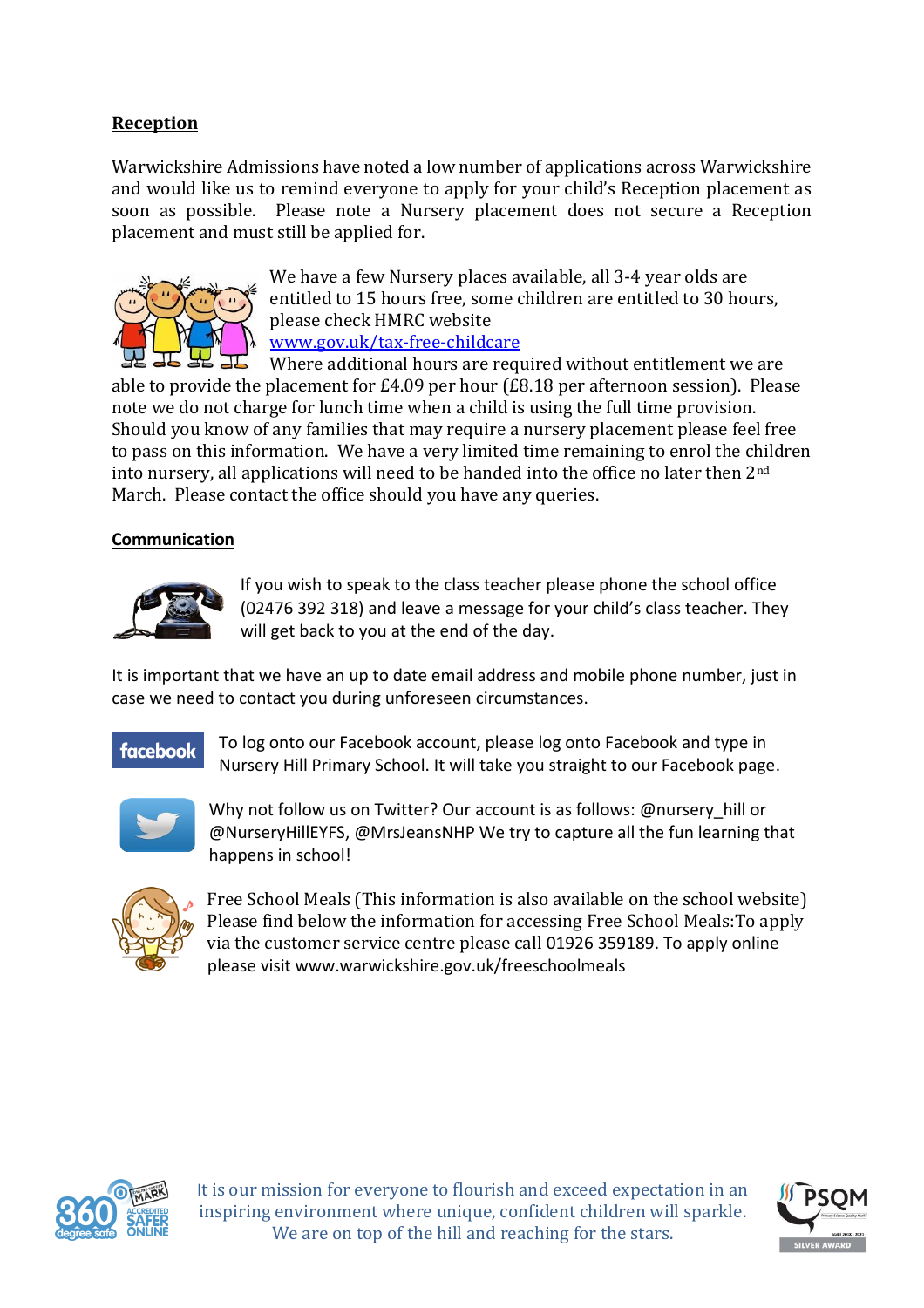**Reception**

Warwickshire Admissions have noted a low number of applications across Warwickshire and would like us to remind everyone to apply for your child's Reception placement as soon as possible. Please note a Nursery placement does not secure a Reception placement and must still be applied for.

We have a few Nursery places available, all 3-4 year olds are entitled to 15 hours free, some children are entitled to 30 hours, please check HMRC website [www.gov.uk/tax-free-childcare](http://www.gov.uk/tax-free-childcare)

Where additional hours are required without entitlement we are able to provide the placement for £4.09 per hour (£8.18 per afternoon session). Please note we do not charge for lunch time when a child is using the full time provision. Should you know of any families that may require a nursery placement please feel free to pass on this information. We have a very limited time remaining to enrol the children into nursery, all applications will need to be handed into the office no later then 2nd March. Please contact the office should you have any queries.

**Communication**

If you wish to speak to the class teacher please phone the school office (02476 392 318) and leave a message for your child's class teacher. They will get back to you at the end of the day.

It is important that we have an up to date email address and mobile phone number, just in case we need to contact you during unforeseen circumstances.

To log onto our Facebook account, please log onto Facebook and type in Nursery Hill Primary School. It will take you straight to our Facebook page.

Why not follow us on Twitter? Our account is as follows: @nursery_hill or @NurseryHillEYFS, @MrsJeansNHP We try to capture all the fun learning that happens in school!

Free School Meals (This information is also available on the school website) Please find below the information for accessing Free School Meals:To apply via the customer service centre please call 01926 359189. To apply online please visit www.warwickshire.gov.uk/freeschoolmeals

It is our mission for everyone to flourish and exceed expectation in an inspiring environment where unique, confident children will sparkle. We are on top of the hill and reaching for the stars.